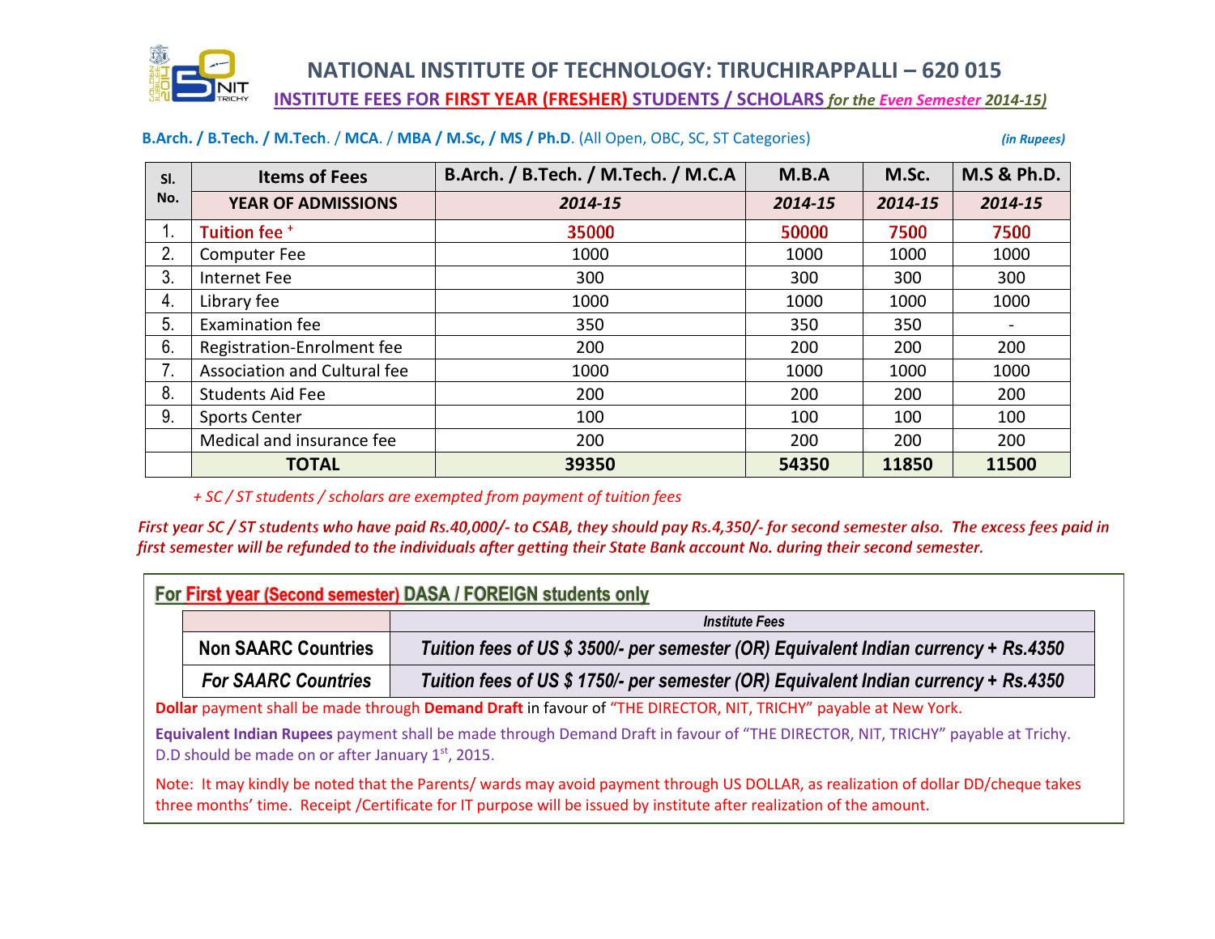# NATIONAL INSTITUTE OF TECHNOLOGY: TIRUCHIRAPPALLI – 620 015

## INSTITUTE FEES FOR FIRST YEAR (FRESHER) STUDENTS / SCHOLARS *for the Even Semester 2014-15)*

**B.Arch. / B.Tech. / M.Tech**. / **MCA**. / **MBA / M.Sc, / MS / Ph.D**. (All Open, OBC, SC, ST Categories) *(in Rupees)*

| Sl. No. | Items of Fees | B.Arch. / B.Tech. / M.Tech. / M.C.A | M.B.A | M.Sc. | M.S & Ph.D. |
|---|---|---|---|---|---|
| | YEAR OF ADMISSIONS | *2014-15* | *2014-15* | *2014-15* | *2014-15* |
| 1. | Tuition fee + | 35000 | 50000 | 7500 | 7500 |
| 2. | Computer Fee | 1000 | 1000 | 1000 | 1000 |
| 3. | Internet Fee | 300 | 300 | 300 | 300 |
| 4. | Library fee | 1000 | 1000 | 1000 | 1000 |
| 5. | Examination fee | 350 | 350 | 350 | - |
| 6. | Registration-Enrolment fee | 200 | 200 | 200 | 200 |
| 7. | Association and Cultural fee | 1000 | 1000 | 1000 | 1000 |
| 8. | Students Aid Fee | 200 | 200 | 200 | 200 |
| 9. | Sports Center | 100 | 100 | 100 | 100 |
| | Medical and insurance fee | 200 | 200 | 200 | 200 |
| | **TOTAL** | **39350** | **54350** | **11850** | **11500** |

*+ SC / ST students / scholars are exempted from payment of tuition fees*

*First year SC / ST students who have paid Rs.40,000/- to CSAB, they should pay Rs.4,350/- for second semester also. The excess fees paid in first semester will be refunded to the individuals after getting their State Bank account No. during their second semester.*

### For First year (Second semester) DASA / FOREIGN students only

| | *Institute Fees* |
|---|---|
| **Non SAARC Countries** | ***Tuition fees of US $ 3500/- per semester (OR) Equivalent Indian currency + Rs.4350*** |
| ***For SAARC Countries*** | ***Tuition fees of US $ 1750/- per semester (OR) Equivalent Indian currency + Rs.4350*** |

**Dollar** payment shall be made through **Demand Draft** in favour of "THE DIRECTOR, NIT, TRICHY" payable at New York.

**Equivalent Indian Rupees** payment shall be made through Demand Draft in favour of "THE DIRECTOR, NIT, TRICHY" payable at Trichy. D.D should be made on or after January 1st, 2015.

Note: It may kindly be noted that the Parents/ wards may avoid payment through US DOLLAR, as realization of dollar DD/cheque takes three months' time. Receipt /Certificate for IT purpose will be issued by institute after realization of the amount.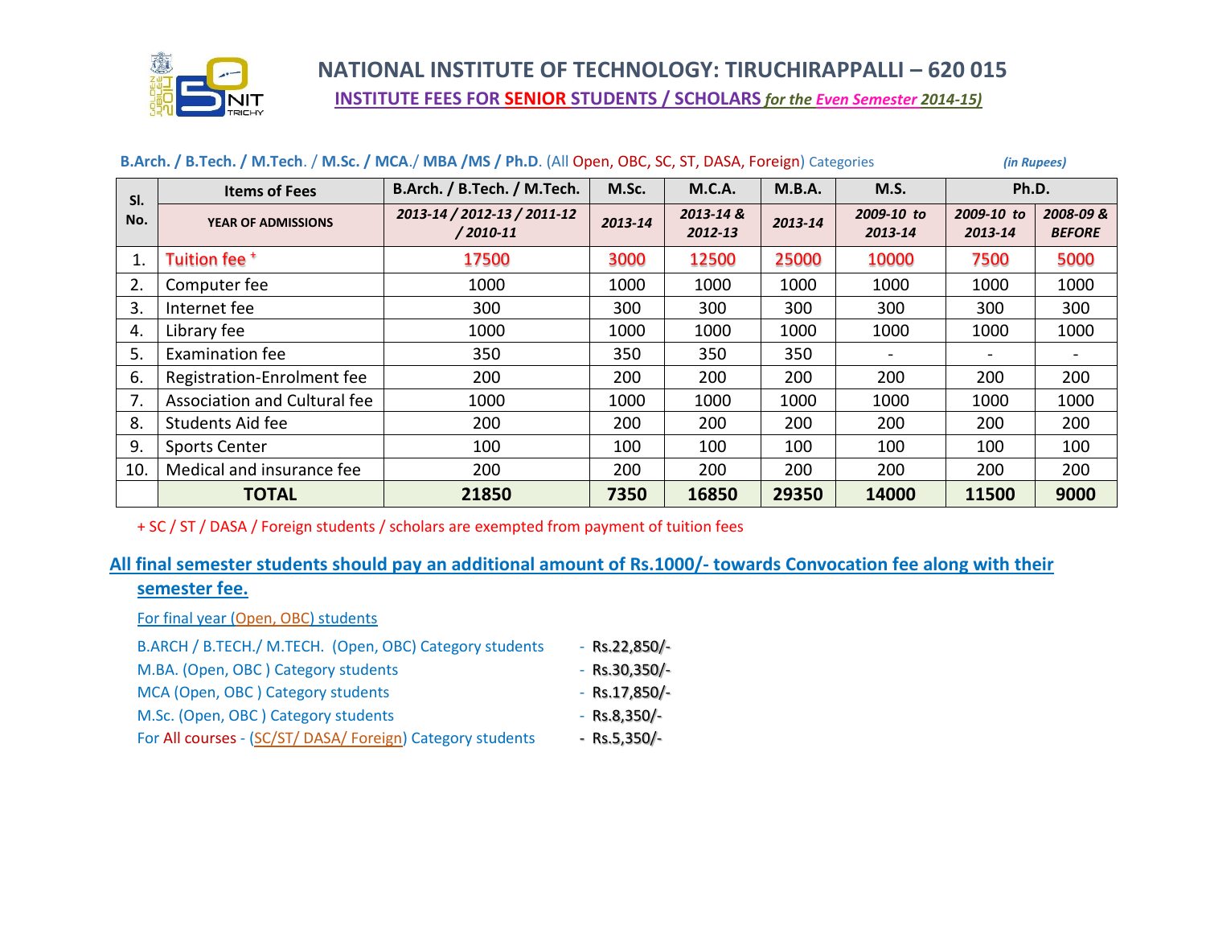# NATIONAL INSTITUTE OF TECHNOLOGY: TIRUCHIRAPPALLI – 620 015

## INSTITUTE FEES FOR SENIOR STUDENTS / SCHOLARS *for the Even Semester 2014-15)*

**B.Arch. / B.Tech. / M.Tech. / M.Sc. / MCA./ MBA /MS / Ph.D.** (All Open, OBC, SC, ST, DASA, Foreign) Categories *(in Rupees)*

| Sl. No. | Items of Fees | B.Arch. / B.Tech. / M.Tech. | M.Sc. | M.C.A. | M.B.A. | M.S. | Ph.D. | |
|---|---|---|---|---|---|---|---|---|
| | YEAR OF ADMISSIONS | *2013-14 / 2012-13 / 2011-12 / 2010-11* | *2013-14* | *2013-14 & 2012-13* | *2013-14* | *2009-10 to 2013-14* | *2009-10 to 2013-14* | *2008-09 & BEFORE* |
| 1. | Tuition fee + | 17500 | 3000 | 12500 | 25000 | 10000 | 7500 | 5000 |
| 2. | Computer fee | 1000 | 1000 | 1000 | 1000 | 1000 | 1000 | 1000 |
| 3. | Internet fee | 300 | 300 | 300 | 300 | 300 | 300 | 300 |
| 4. | Library fee | 1000 | 1000 | 1000 | 1000 | 1000 | 1000 | 1000 |
| 5. | Examination fee | 350 | 350 | 350 | 350 | - | - | - |
| 6. | Registration-Enrolment fee | 200 | 200 | 200 | 200 | 200 | 200 | 200 |
| 7. | Association and Cultural fee | 1000 | 1000 | 1000 | 1000 | 1000 | 1000 | 1000 |
| 8. | Students Aid fee | 200 | 200 | 200 | 200 | 200 | 200 | 200 |
| 9. | Sports Center | 100 | 100 | 100 | 100 | 100 | 100 | 100 |
| 10. | Medical and insurance fee | 200 | 200 | 200 | 200 | 200 | 200 | 200 |
| | **TOTAL** | **21850** | **7350** | **16850** | **29350** | **14000** | **11500** | **9000** |

+ SC / ST / DASA / Foreign students / scholars are exempted from payment of tuition fees

**All final semester students should pay an additional amount of Rs.1000/- towards Convocation fee along with their semester fee.**

For final year (Open, OBC) students

B.ARCH / B.TECH./ M.TECH. (Open, OBC) Category students - Rs.22,850/-

M.BA. (Open, OBC ) Category students - Rs.30,350/-

MCA (Open, OBC ) Category students - Rs.17,850/-

M.Sc. (Open, OBC ) Category students - Rs.8,350/-

For All courses - (SC/ST/ DASA/ Foreign) Category students - Rs.5,350/-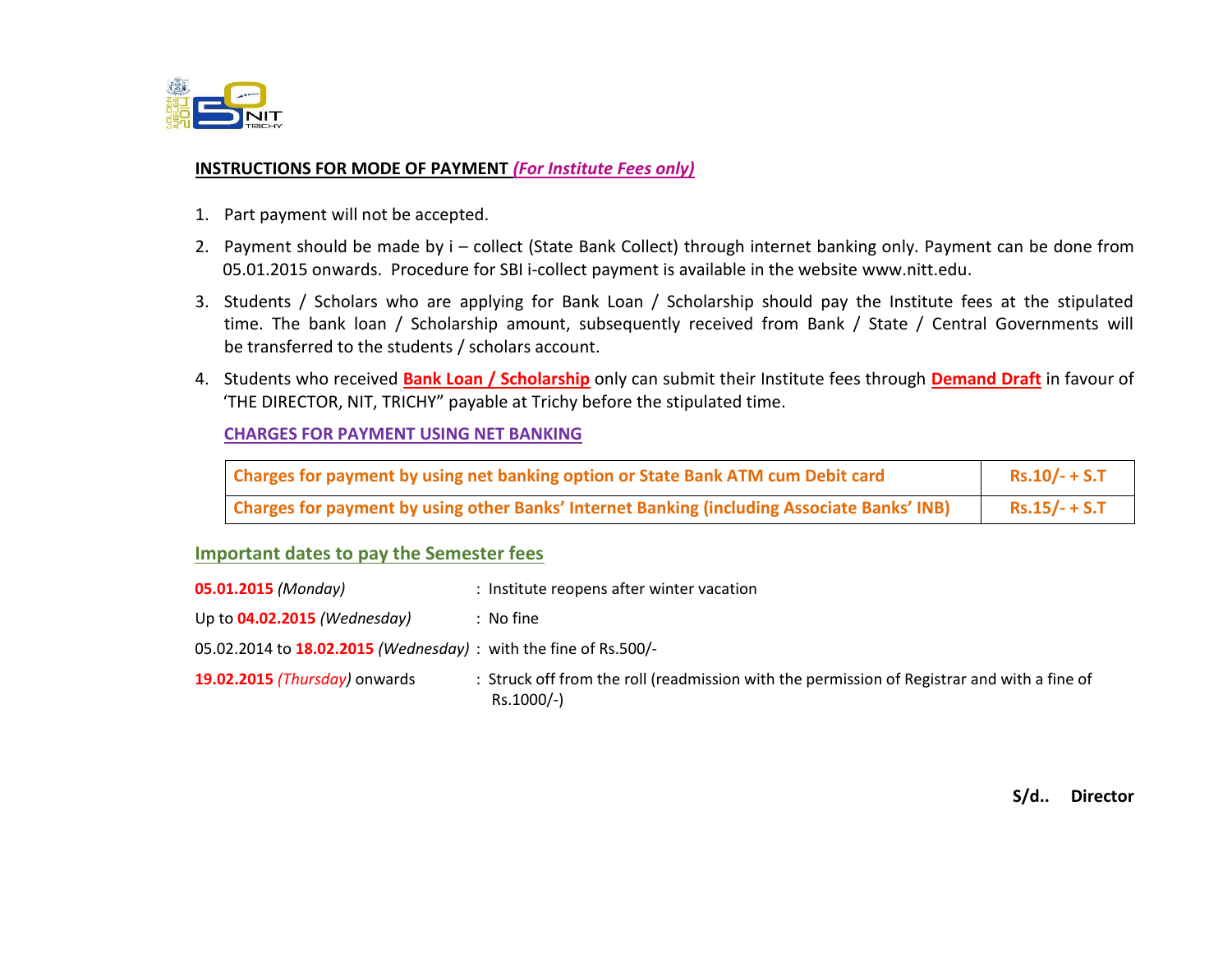## INSTRUCTIONS FOR MODE OF PAYMENT *(For Institute Fees only)*

1. Part payment will not be accepted.
2. Payment should be made by i – collect (State Bank Collect) through internet banking only. Payment can be done from 05.01.2015 onwards. Procedure for SBI i-collect payment is available in the website www.nitt.edu.
3. Students / Scholars who are applying for Bank Loan / Scholarship should pay the Institute fees at the stipulated time. The bank loan / Scholarship amount, subsequently received from Bank / State / Central Governments will be transferred to the students / scholars account.
4. Students who received **Bank Loan / Scholarship** only can submit their Institute fees through **Demand Draft** in favour of 'THE DIRECTOR, NIT, TRICHY" payable at Trichy before the stipulated time.

**CHARGES FOR PAYMENT USING NET BANKING**

| | |
|---|---|
| **Charges for payment by using net banking option or State Bank ATM cum Debit card** | **Rs.10/- + S.T** |
| **Charges for payment by using other Banks' Internet Banking (including Associate Banks' INB)** | **Rs.15/- + S.T** |

### Important dates to pay the Semester fees

**05.01.2015** *(Monday)* : Institute reopens after winter vacation

Up to **04.02.2015** *(Wednesday)* : No fine

05.02.2014 to **18.02.2015** *(Wednesday)* : with the fine of Rs.500/-

**19.02.2015** *(Thursday)* onwards : Struck off from the roll (readmission with the permission of Registrar and with a fine of Rs.1000/-)

**S/d.. Director**